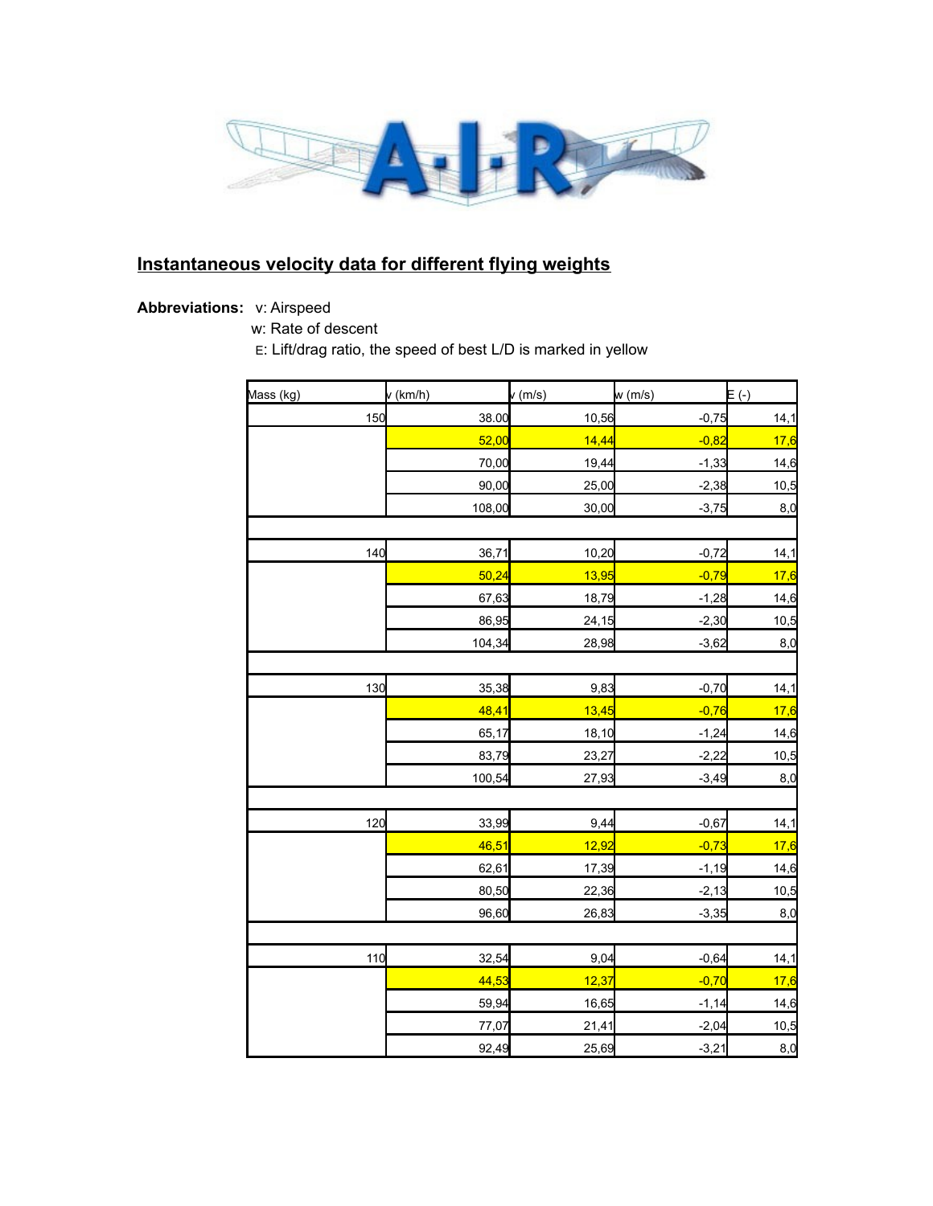## Instantaneous velocity data for different flying weights

**Abbreviations:** v: Airspeed
w: Rate of descent
E: Lift/drag ratio, the speed of best L/D is marked in yellow

| Mass (kg) | v (km/h) | v (m/s) | w (m/s) | E (-) |
|---|---|---|---|---|
| 150 | 38.00 | 10,56 | -0,75 | 14,1 |
| | 52,00 | 14,44 | -0,82 | 17,6 |
| | 70,00 | 19,44 | -1,33 | 14,6 |
| | 90,00 | 25,00 | -2,38 | 10,5 |
| | 108,00 | 30,00 | -3,75 | 8,0 |
| | | | | |
| 140 | 36,71 | 10,20 | -0,72 | 14,1 |
| | 50,24 | 13,95 | -0,79 | 17,6 |
| | 67,63 | 18,79 | -1,28 | 14,6 |
| | 86,95 | 24,15 | -2,30 | 10,5 |
| | 104,34 | 28,98 | -3,62 | 8,0 |
| | | | | |
| 130 | 35,38 | 9,83 | -0,70 | 14,1 |
| | 48,41 | 13,45 | -0,76 | 17,6 |
| | 65,17 | 18,10 | -1,24 | 14,6 |
| | 83,79 | 23,27 | -2,22 | 10,5 |
| | 100,54 | 27,93 | -3,49 | 8,0 |
| | | | | |
| 120 | 33,99 | 9,44 | -0,67 | 14,1 |
| | 46,51 | 12,92 | -0,73 | 17,6 |
| | 62,61 | 17,39 | -1,19 | 14,6 |
| | 80,50 | 22,36 | -2,13 | 10,5 |
| | 96,60 | 26,83 | -3,35 | 8,0 |
| | | | | |
| 110 | 32,54 | 9,04 | -0,64 | 14,1 |
| | 44,53 | 12,37 | -0,70 | 17,6 |
| | 59,94 | 16,65 | -1,14 | 14,6 |
| | 77,07 | 21,41 | -2,04 | 10,5 |
| | 92,49 | 25,69 | -3,21 | 8,0 |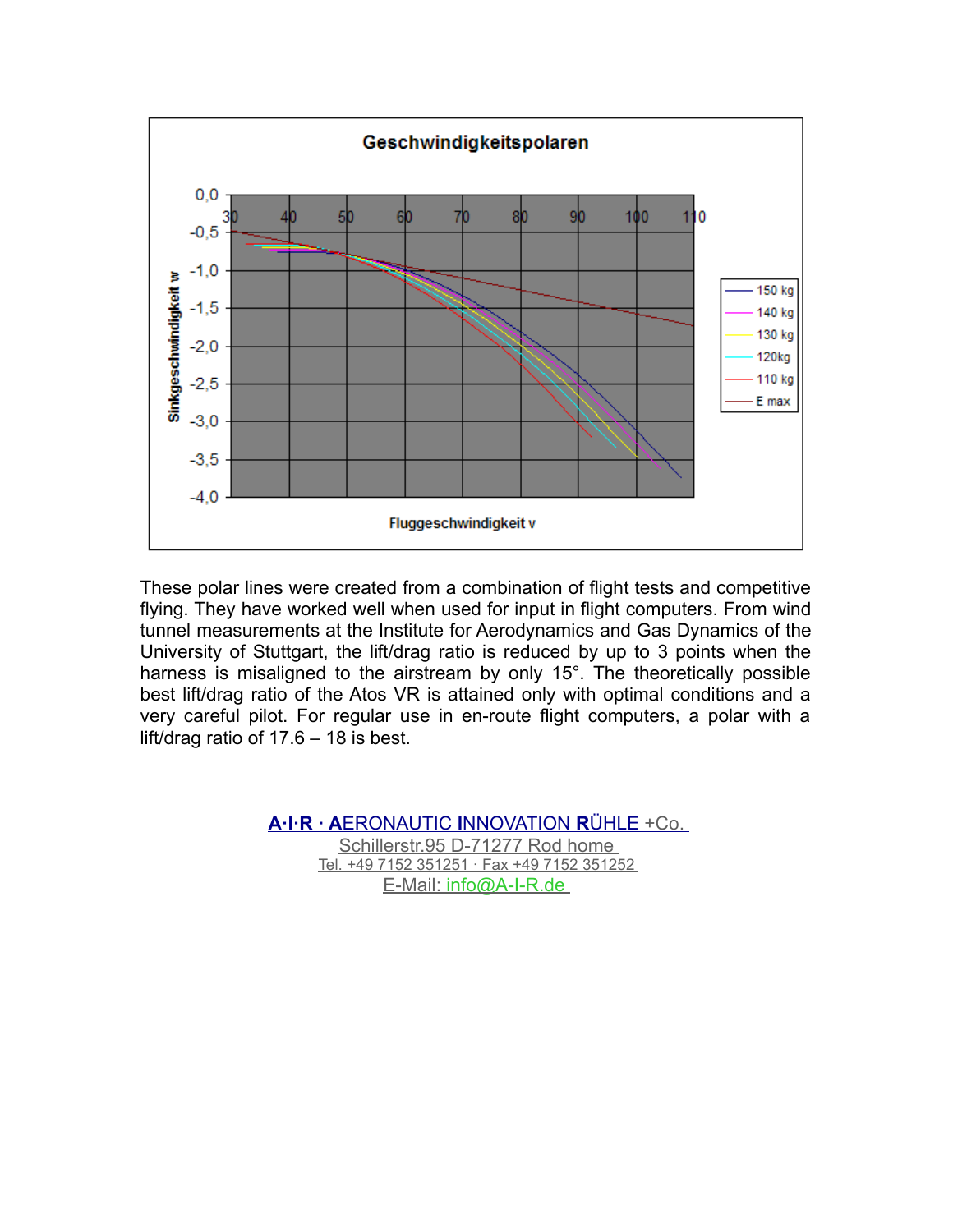Geschwindigkeitspolaren

0,0
-0,5
-1,0
-1,5
-2,0
-2,5
-3,0
-3,5
-4,0

30 40 50 60 70 80 90 100 110

Sinkgeschwindigkeit w

Fluggeschwindigkeit v

150 kg
140 kg
130 kg
120kg
110 kg
E max

These polar lines were created from a combination of flight tests and competitive flying. They have worked well when used for input in flight computers. From wind tunnel measurements at the Institute for Aerodynamics and Gas Dynamics of the University of Stuttgart, the lift/drag ratio is reduced by up to 3 points when the harness is misaligned to the airstream by only 15°. The theoretically possible best lift/drag ratio of the Atos VR is attained only with optimal conditions and a very careful pilot. For regular use in en-route flight computers, a polar with a lift/drag ratio of 17.6 – 18 is best.

**A·I·R · A**ERONAUTIC **I**NNOVATION **R**ÜHLE +Co.
Schillerstr.95 D-71277 Rod home
Tel. +49 7152 351251 · Fax +49 7152 351252
E-Mail: info@A-I-R.de